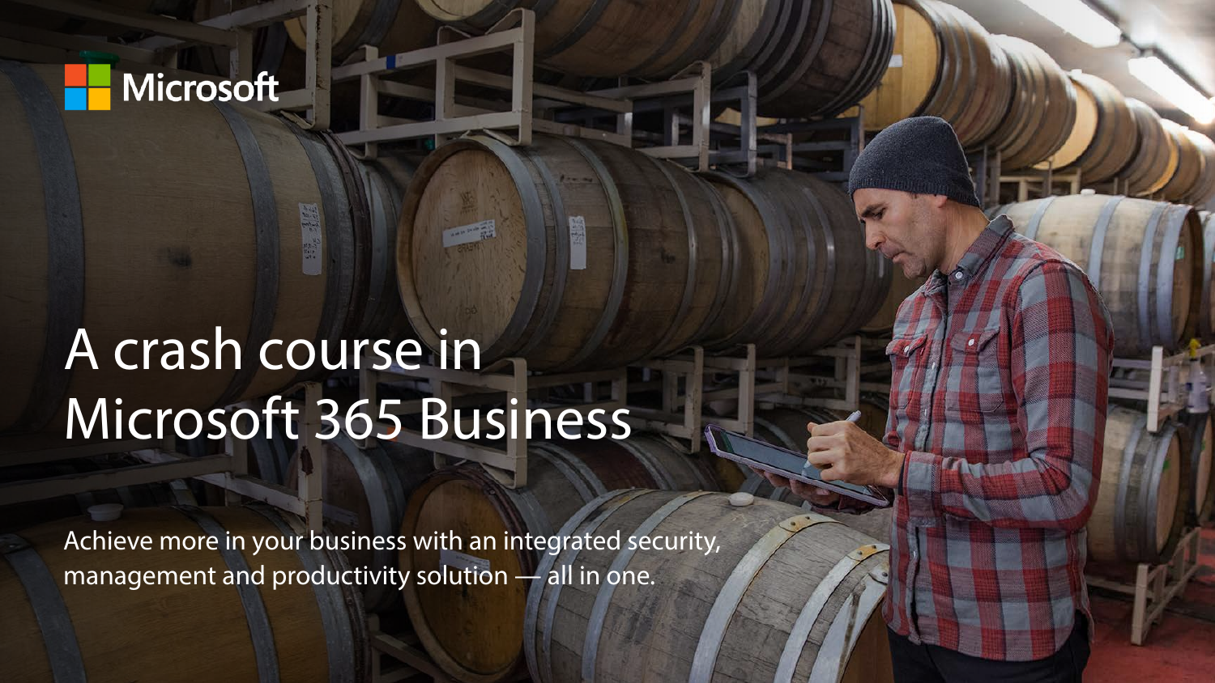Microsoft

# A crash course in Microsoft 365 Business

Achieve more in your business with an integrated security, management and productivity solution — all in one.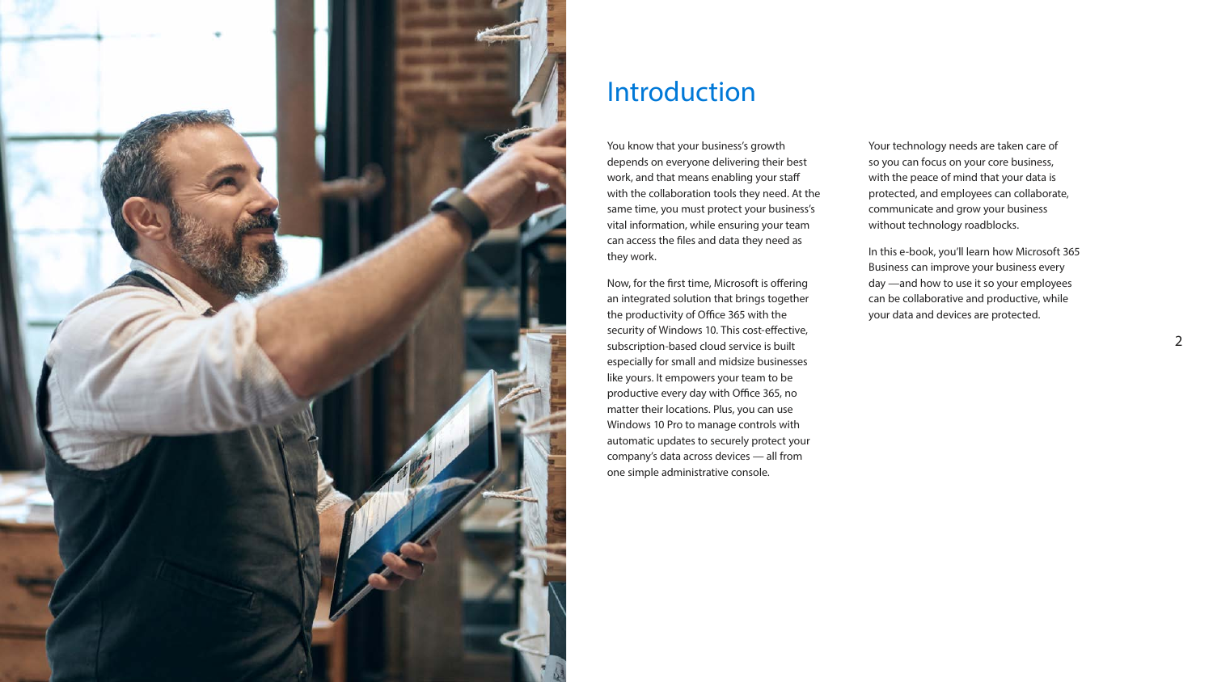# Introduction

You know that your business's growth depends on everyone delivering their best work, and that means enabling your staff with the collaboration tools they need. At the same time, you must protect your business's vital information, while ensuring your team can access the files and data they need as they work.

Now, for the first time, Microsoft is offering an integrated solution that brings together the productivity of Office 365 with the security of Windows 10. This cost-effective, subscription-based cloud service is built especially for small and midsize businesses like yours. It empowers your team to be productive every day with Office 365, no matter their locations. Plus, you can use Windows 10 Pro to manage controls with automatic updates to securely protect your company's data across devices — all from one simple administrative console.

Your technology needs are taken care of so you can focus on your core business, with the peace of mind that your data is protected, and employees can collaborate, communicate and grow your business without technology roadblocks.

In this e-book, you'll learn how Microsoft 365 Business can improve your business every day —and how to use it so your employees can be collaborative and productive, while your data and devices are protected.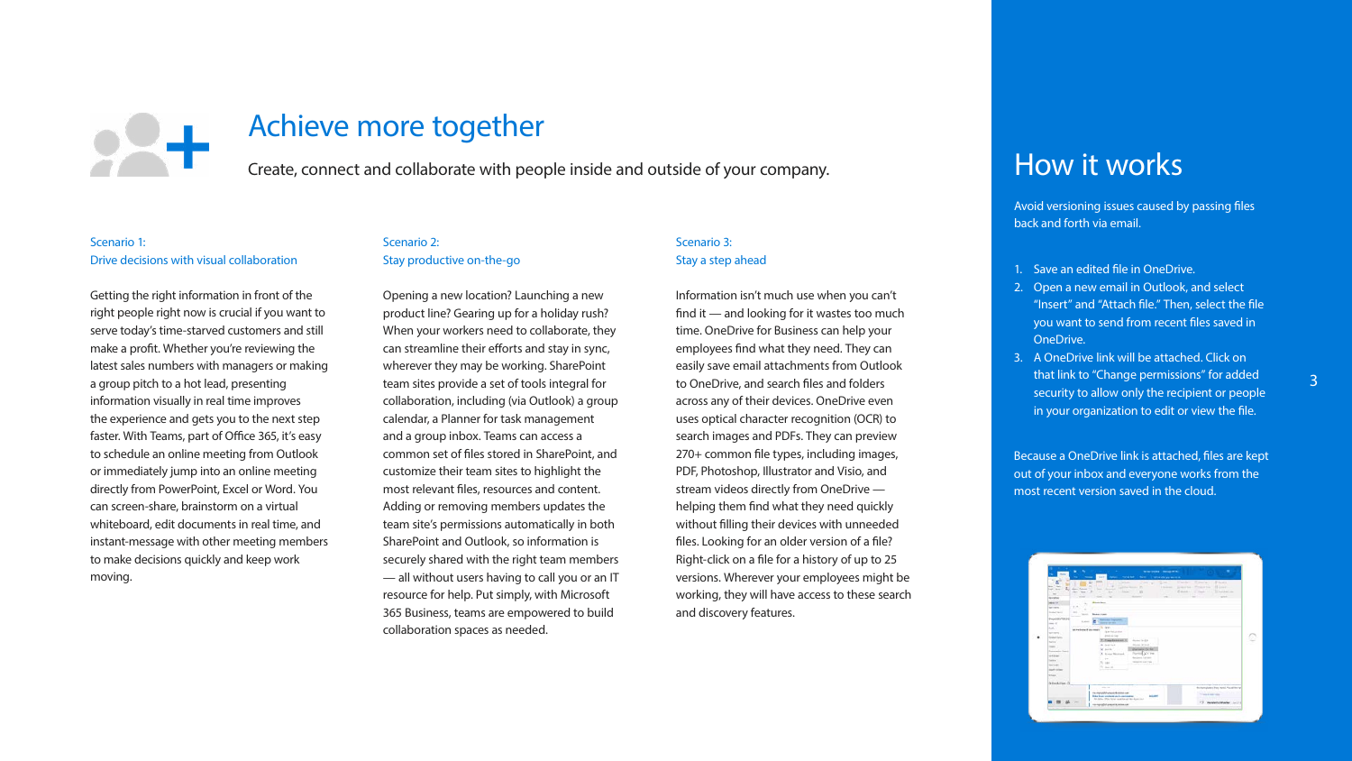# Achieve more together

Create, connect and collaborate with people inside and outside of your company.

### Scenario 1:
### Drive decisions with visual collaboration

Getting the right information in front of the right people right now is crucial if you want to serve today's time-starved customers and still make a profit. Whether you're reviewing the latest sales numbers with managers or making a group pitch to a hot lead, presenting information visually in real time improves the experience and gets you to the next step faster. With Teams, part of Office 365, it's easy to schedule an online meeting from Outlook or immediately jump into an online meeting directly from PowerPoint, Excel or Word. You can screen-share, brainstorm on a virtual whiteboard, edit documents in real time, and instant-message with other meeting members to make decisions quickly and keep work moving.

### Scenario 2:
### Stay productive on-the-go

Opening a new location? Launching a new product line? Gearing up for a holiday rush? When your workers need to collaborate, they can streamline their efforts and stay in sync, wherever they may be working. SharePoint team sites provide a set of tools integral for collaboration, including (via Outlook) a group calendar, a Planner for task management and a group inbox. Teams can access a common set of files stored in SharePoint, and customize their team sites to highlight the most relevant files, resources and content. Adding or removing members updates the team site's permissions automatically in both SharePoint and Outlook, so information is securely shared with the right team members — all without users having to call you or an IT resource for help. Put simply, with Microsoft 365 Business, teams are empowered to build collaboration spaces as needed.

### Scenario 3:
### Stay a step ahead

Information isn't much use when you can't find it — and looking for it wastes too much time. OneDrive for Business can help your employees find what they need. They can easily save email attachments from Outlook to OneDrive, and search files and folders across any of their devices. OneDrive even uses optical character recognition (OCR) to search images and PDFs. They can preview 270+ common file types, including images, PDF, Photoshop, Illustrator and Visio, and stream videos directly from OneDrive — helping them find what they need quickly without filling their devices with unneeded files. Looking for an older version of a file? Right-click on a file for a history of up to 25 versions. Wherever your employees might be working, they will have access to these search and discovery features.

## How it works

Avoid versioning issues caused by passing files back and forth via email.

1. Save an edited file in OneDrive.
2. Open a new email in Outlook, and select "Insert" and "Attach file." Then, select the file you want to send from recent files saved in OneDrive.
3. A OneDrive link will be attached. Click on that link to "Change permissions" for added security to allow only the recipient or people in your organization to edit or view the file.

Because a OneDrive link is attached, files are kept out of your inbox and everyone works from the most recent version saved in the cloud.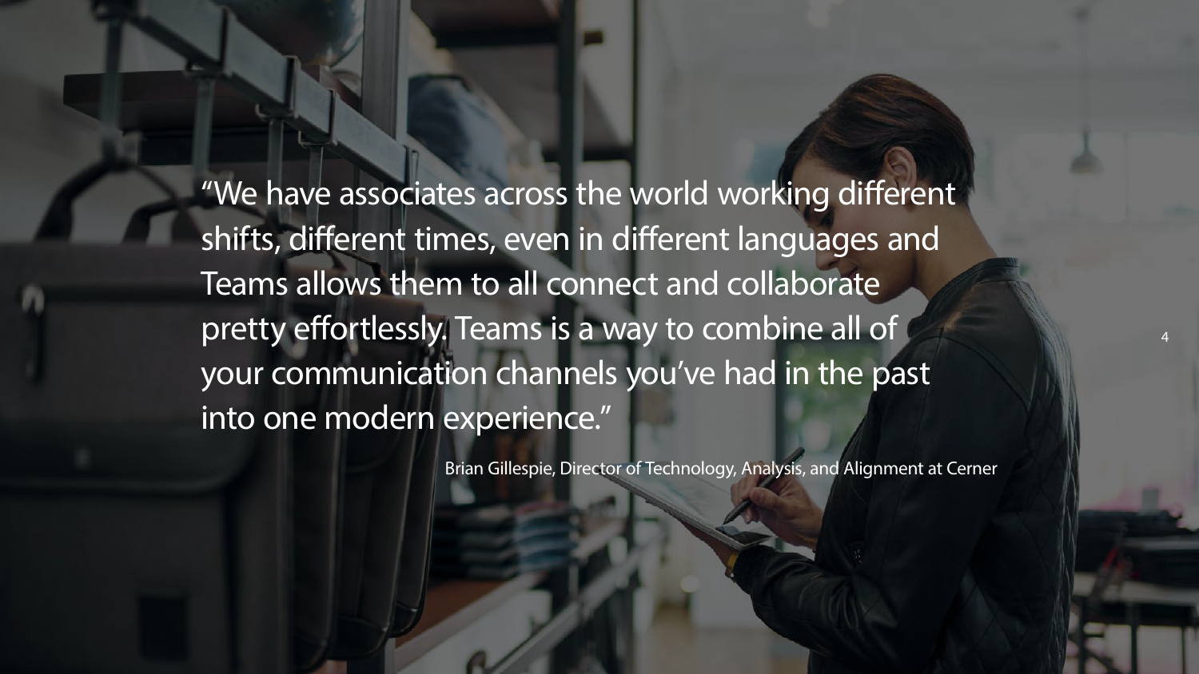"We have associates across the world working different shifts, different times, even in different languages and Teams allows them to all connect and collaborate pretty effortlessly. Teams is a way to combine all of your communication channels you've had in the past into one modern experience."

Brian Gillespie, Director of Technology, Analysis, and Alignment at Cerner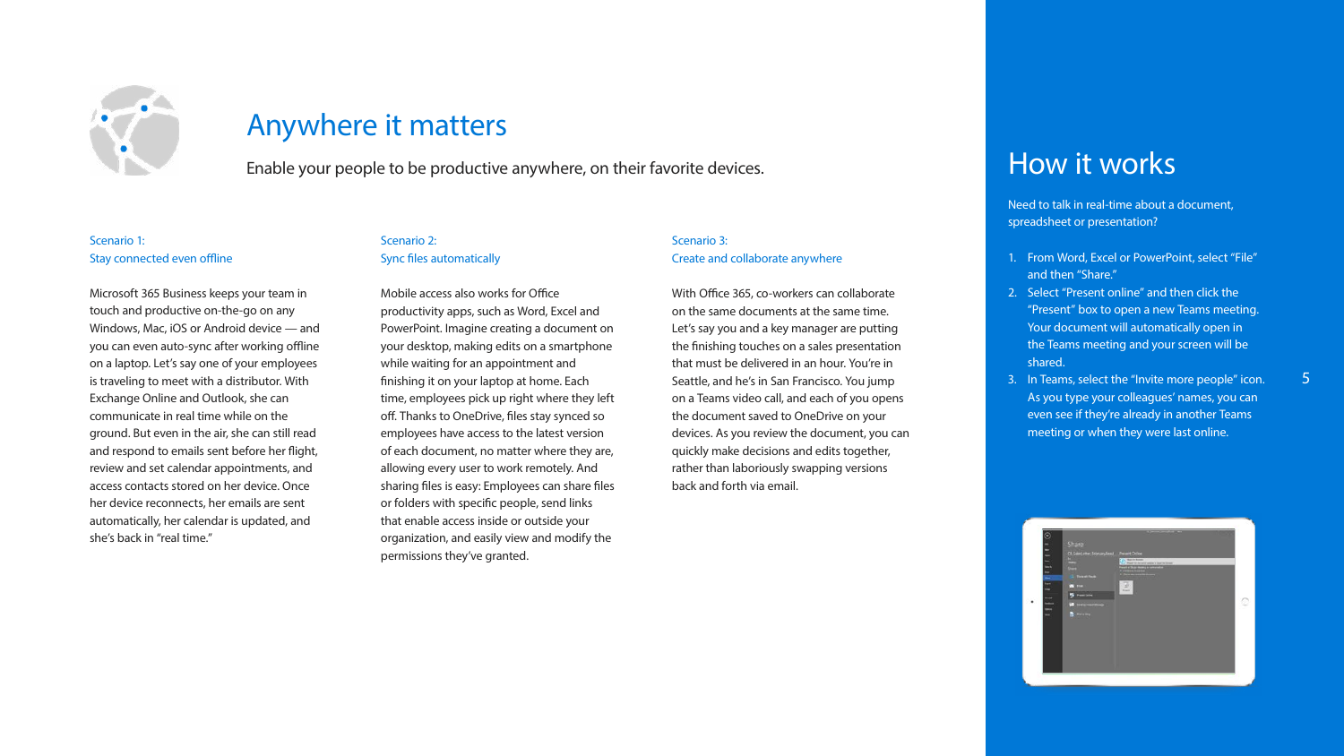# Anywhere it matters

Enable your people to be productive anywhere, on their favorite devices.

### Scenario 1:
### Stay connected even offline

Microsoft 365 Business keeps your team in touch and productive on-the-go on any Windows, Mac, iOS or Android device — and you can even auto-sync after working offline on a laptop. Let's say one of your employees is traveling to meet with a distributor. With Exchange Online and Outlook, she can communicate in real time while on the ground. But even in the air, she can still read and respond to emails sent before her flight, review and set calendar appointments, and access contacts stored on her device. Once her device reconnects, her emails are sent automatically, her calendar is updated, and she's back in "real time."

### Scenario 2:
### Sync files automatically

Mobile access also works for Office productivity apps, such as Word, Excel and PowerPoint. Imagine creating a document on your desktop, making edits on a smartphone while waiting for an appointment and finishing it on your laptop at home. Each time, employees pick up right where they left off. Thanks to OneDrive, files stay synced so employees have access to the latest version of each document, no matter where they are, allowing every user to work remotely. And sharing files is easy: Employees can share files or folders with specific people, send links that enable access inside or outside your organization, and easily view and modify the permissions they've granted.

### Scenario 3:
### Create and collaborate anywhere

With Office 365, co-workers can collaborate on the same documents at the same time. Let's say you and a key manager are putting the finishing touches on a sales presentation that must be delivered in an hour. You're in Seattle, and he's in San Francisco. You jump on a Teams video call, and each of you opens the document saved to OneDrive on your devices. As you review the document, you can quickly make decisions and edits together, rather than laboriously swapping versions back and forth via email.

## How it works

Need to talk in real-time about a document, spreadsheet or presentation?

1. From Word, Excel or PowerPoint, select "File" and then "Share."
2. Select "Present online" and then click the "Present" box to open a new Teams meeting. Your document will automatically open in the Teams meeting and your screen will be shared.
3. In Teams, select the "Invite more people" icon. As you type your colleagues' names, you can even see if they're already in another Teams meeting or when they were last online.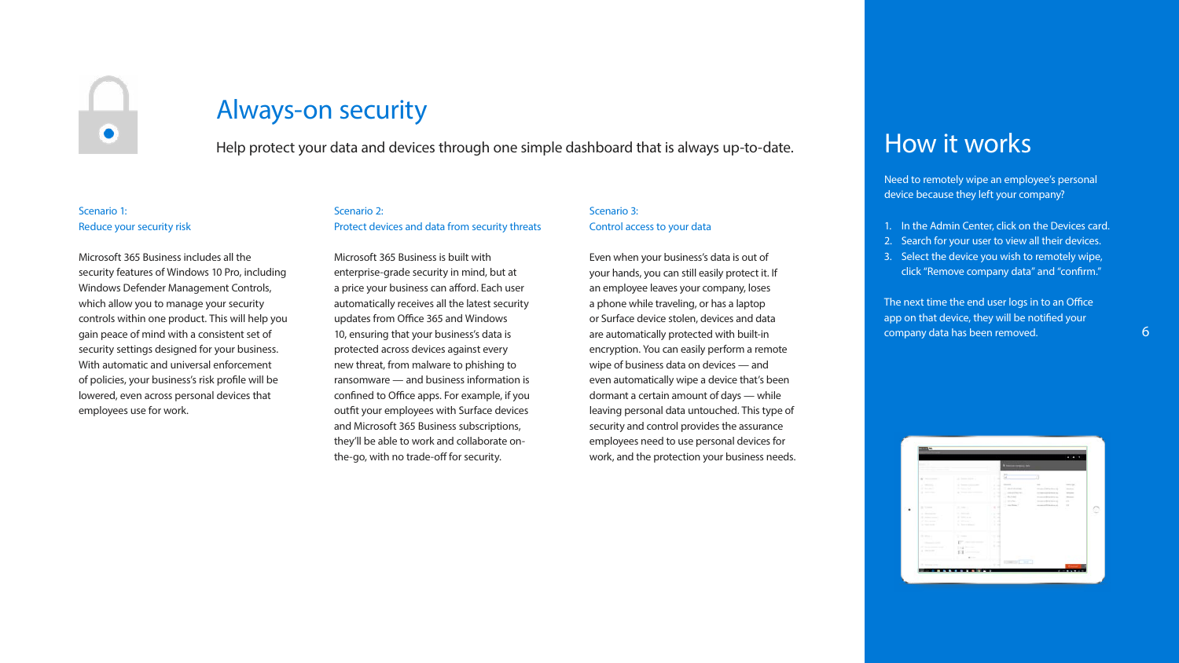# Always-on security

Help protect your data and devices through one simple dashboard that is always up-to-date.

### Scenario 1: Reduce your security risk

Microsoft 365 Business includes all the security features of Windows 10 Pro, including Windows Defender Management Controls, which allow you to manage your security controls within one product. This will help you gain peace of mind with a consistent set of security settings designed for your business. With automatic and universal enforcement of policies, your business's risk profile will be lowered, even across personal devices that employees use for work.

### Scenario 2: Protect devices and data from security threats

Microsoft 365 Business is built with enterprise-grade security in mind, but at a price your business can afford. Each user automatically receives all the latest security updates from Office 365 and Windows 10, ensuring that your business's data is protected across devices against every new threat, from malware to phishing to ransomware — and business information is confined to Office apps. For example, if you outfit your employees with Surface devices and Microsoft 365 Business subscriptions, they'll be able to work and collaborate on-the-go, with no trade-off for security.

### Scenario 3: Control access to your data

Even when your business's data is out of your hands, you can still easily protect it. If an employee leaves your company, loses a phone while traveling, or has a laptop or Surface device stolen, devices and data are automatically protected with built-in encryption. You can easily perform a remote wipe of business data on devices — and even automatically wipe a device that's been dormant a certain amount of days — while leaving personal data untouched. This type of security and control provides the assurance employees need to use personal devices for work, and the protection your business needs.

## How it works

Need to remotely wipe an employee's personal device because they left your company?

1. In the Admin Center, click on the Devices card.
2. Search for your user to view all their devices.
3. Select the device you wish to remotely wipe, click "Remove company data" and "confirm."

The next time the end user logs in to an Office app on that device, they will be notified your company data has been removed.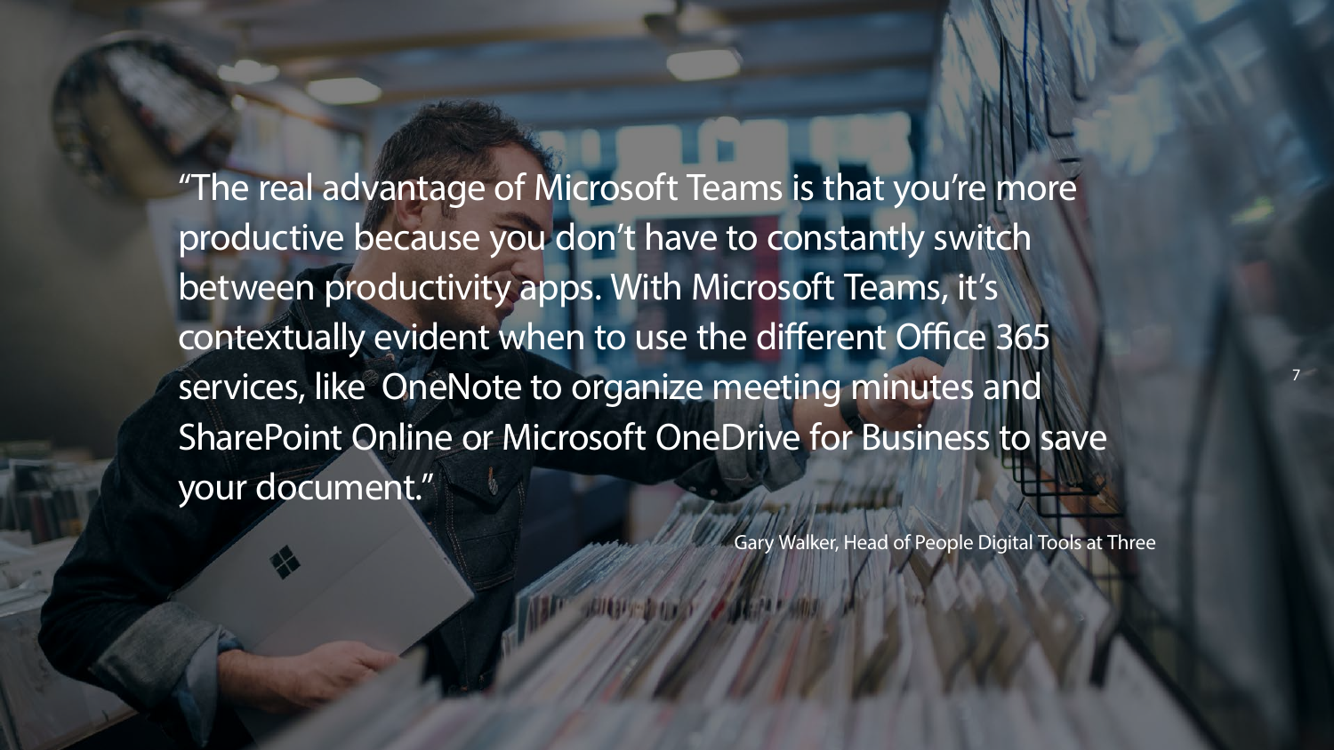"The real advantage of Microsoft Teams is that you're more productive because you don't have to constantly switch between productivity apps. With Microsoft Teams, it's contextually evident when to use the different Office 365 services, like  OneNote to organize meeting minutes and SharePoint Online or Microsoft OneDrive for Business to save your document."

Gary Walker, Head of People Digital Tools at Three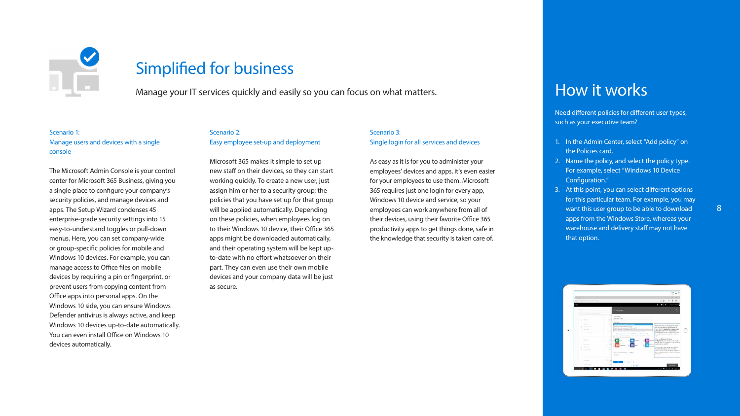# Simplified for business

Manage your IT services quickly and easily so you can focus on what matters.

### Scenario 1: Manage users and devices with a single console

The Microsoft Admin Console is your control center for Microsoft 365 Business, giving you a single place to configure your company's security policies, and manage devices and apps. The Setup Wizard condenses 45 enterprise-grade security settings into 15 easy-to-understand toggles or pull-down menus. Here, you can set company-wide or group-specific policies for mobile and Windows 10 devices. For example, you can manage access to Office files on mobile devices by requiring a pin or fingerprint, or prevent users from copying content from Office apps into personal apps. On the Windows 10 side, you can ensure Windows Defender antivirus is always active, and keep Windows 10 devices up-to-date automatically. You can even install Office on Windows 10 devices automatically.

### Scenario 2: Easy employee set-up and deployment

Microsoft 365 makes it simple to set up new staff on their devices, so they can start working quickly. To create a new user, just assign him or her to a security group; the policies that you have set up for that group will be applied automatically. Depending on these policies, when employees log on to their Windows 10 device, their Office 365 apps might be downloaded automatically, and their operating system will be kept up-to-date with no effort whatsoever on their part. They can even use their own mobile devices and your company data will be just as secure.

### Scenario 3: Single login for all services and devices

As easy as it is for you to administer your employees' devices and apps, it's even easier for your employees to use them. Microsoft 365 requires just one login for every app, Windows 10 device and service, so your employees can work anywhere from all of their devices, using their favorite Office 365 productivity apps to get things done, safe in the knowledge that security is taken care of.

## How it works

Need different policies for different user types, such as your executive team?

1. In the Admin Center, select "Add policy" on the Policies card.
2. Name the policy, and select the policy type. For example, select "Windows 10 Device Configuration."
3. At this point, you can select different options for this particular team. For example, you may want this user group to be able to download apps from the Windows Store, whereas your warehouse and delivery staff may not have that option.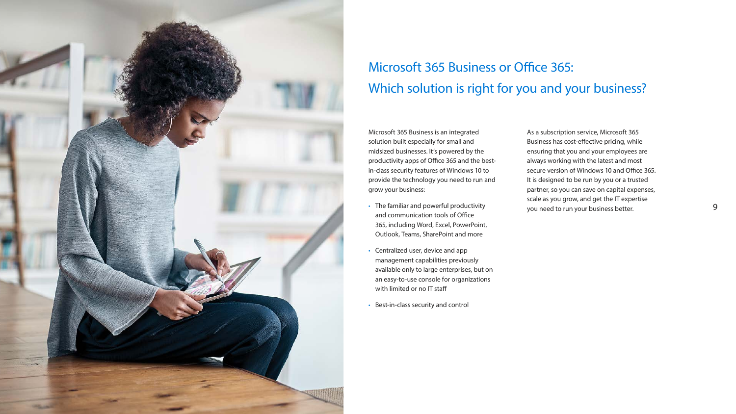# Microsoft 365 Business or Office 365: Which solution is right for you and your business?

Microsoft 365 Business is an integrated solution built especially for small and midsized businesses. It's powered by the productivity apps of Office 365 and the best-in-class security features of Windows 10 to provide the technology you need to run and grow your business:

- The familiar and powerful productivity and communication tools of Office 365, including Word, Excel, PowerPoint, Outlook, Teams, SharePoint and more
- Centralized user, device and app management capabilities previously available only to large enterprises, but on an easy-to-use console for organizations with limited or no IT staff
- Best-in-class security and control

As a subscription service, Microsoft 365 Business has cost-effective pricing, while ensuring that you and your employees are always working with the latest and most secure version of Windows 10 and Office 365. It is designed to be run by you or a trusted partner, so you can save on capital expenses, scale as you grow, and get the IT expertise you need to run your business better.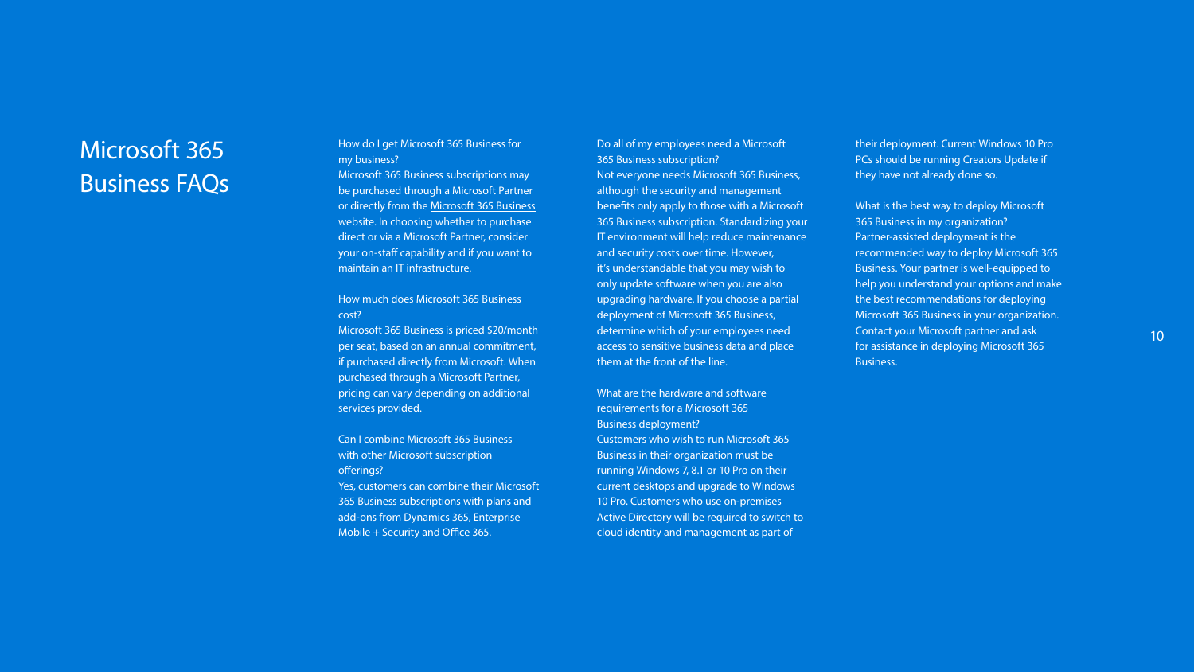# Microsoft 365 Business FAQs

**How do I get Microsoft 365 Business for my business?**

Microsoft 365 Business subscriptions may be purchased through a Microsoft Partner or directly from the Microsoft 365 Business website. In choosing whether to purchase direct or via a Microsoft Partner, consider your on-staff capability and if you want to maintain an IT infrastructure.

**How much does Microsoft 365 Business cost?**

Microsoft 365 Business is priced $20/month per seat, based on an annual commitment, if purchased directly from Microsoft. When purchased through a Microsoft Partner, pricing can vary depending on additional services provided.

**Can I combine Microsoft 365 Business with other Microsoft subscription offerings?**

Yes, customers can combine their Microsoft 365 Business subscriptions with plans and add-ons from Dynamics 365, Enterprise Mobile + Security and Office 365.

**Do all of my employees need a Microsoft 365 Business subscription?**

Not everyone needs Microsoft 365 Business, although the security and management benefits only apply to those with a Microsoft 365 Business subscription. Standardizing your IT environment will help reduce maintenance and security costs over time. However, it's understandable that you may wish to only update software when you are also upgrading hardware. If you choose a partial deployment of Microsoft 365 Business, determine which of your employees need access to sensitive business data and place them at the front of the line.

**What are the hardware and software requirements for a Microsoft 365 Business deployment?**

Customers who wish to run Microsoft 365 Business in their organization must be running Windows 7, 8.1 or 10 Pro on their current desktops and upgrade to Windows 10 Pro. Customers who use on-premises Active Directory will be required to switch to cloud identity and management as part of their deployment. Current Windows 10 Pro PCs should be running Creators Update if they have not already done so.

**What is the best way to deploy Microsoft 365 Business in my organization?**

Partner-assisted deployment is the recommended way to deploy Microsoft 365 Business. Your partner is well-equipped to help you understand your options and make the best recommendations for deploying Microsoft 365 Business in your organization. Contact your Microsoft partner and ask for assistance in deploying Microsoft 365 Business.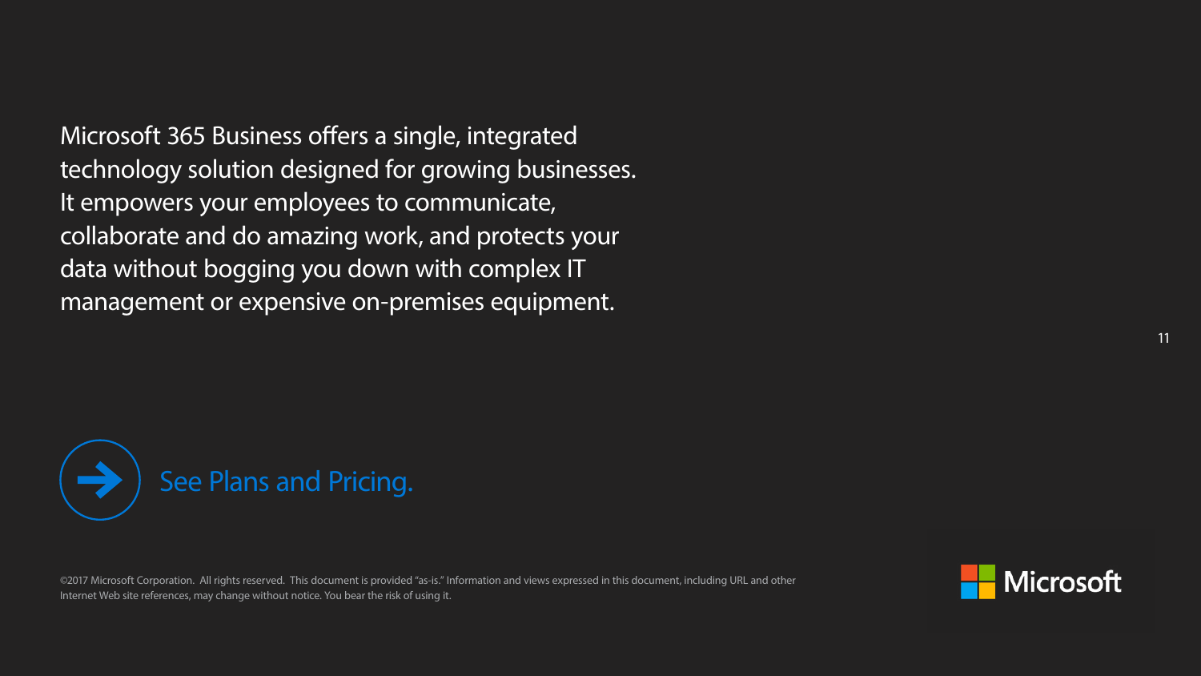Microsoft 365 Business offers a single, integrated technology solution designed for growing businesses. It empowers your employees to communicate, collaborate and do amazing work, and protects your data without bogging you down with complex IT management or expensive on-premises equipment.

See Plans and Pricing.

©2017 Microsoft Corporation. All rights reserved. This document is provided "as-is." Information and views expressed in this document, including URL and other Internet Web site references, may change without notice. You bear the risk of using it.

Microsoft